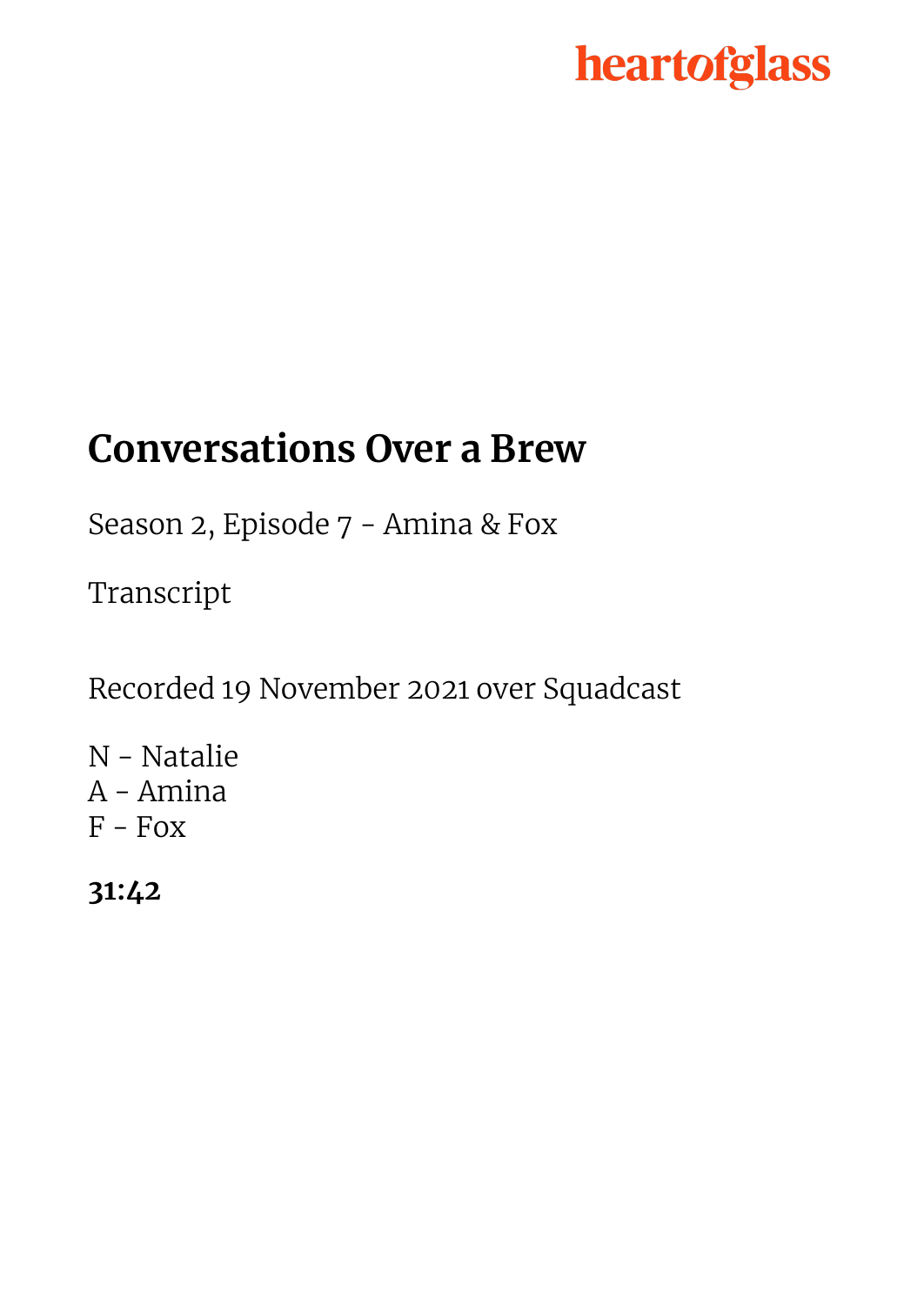heartofglass

# Conversations Over a Brew

Season 2, Episode 7 - Amina & Fox

Transcript

Recorded 19 November 2021 over Squadcast

N - Natalie
A - Amina
F - Fox

**31:42**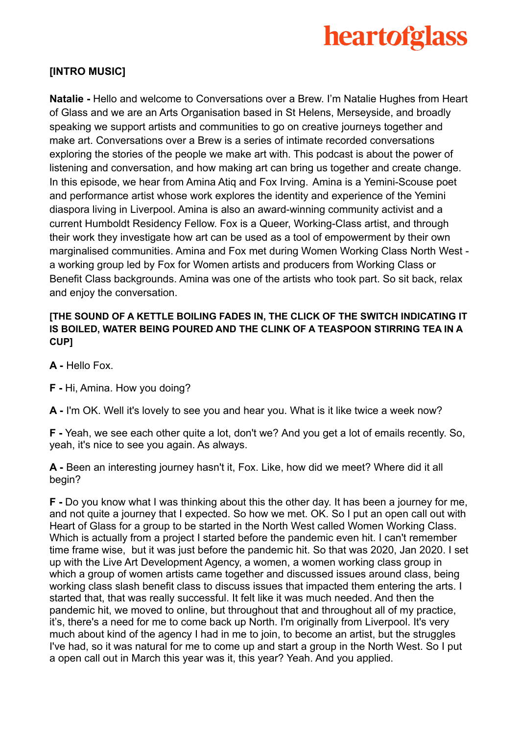**[INTRO MUSIC]**

**Natalie -** Hello and welcome to Conversations over a Brew. I'm Natalie Hughes from Heart of Glass and we are an Arts Organisation based in St Helens, Merseyside, and broadly speaking we support artists and communities to go on creative journeys together and make art. Conversations over a Brew is a series of intimate recorded conversations exploring the stories of the people we make art with. This podcast is about the power of listening and conversation, and how making art can bring us together and create change. In this episode, we hear from Amina Atiq and Fox Irving. Amina is a Yemini-Scouse poet and performance artist whose work explores the identity and experience of the Yemini diaspora living in Liverpool. Amina is also an award-winning community activist and a current Humboldt Residency Fellow. Fox is a Queer, Working-Class artist, and through their work they investigate how art can be used as a tool of empowerment by their own marginalised communities. Amina and Fox met during Women Working Class North West - a working group led by Fox for Women artists and producers from Working Class or Benefit Class backgrounds. Amina was one of the artists who took part. So sit back, relax and enjoy the conversation.

**[THE SOUND OF A KETTLE BOILING FADES IN, THE CLICK OF THE SWITCH INDICATING IT IS BOILED, WATER BEING POURED AND THE CLINK OF A TEASPOON STIRRING TEA IN A CUP]**

**A -** Hello Fox.

**F -** Hi, Amina. How you doing?

**A -** I'm OK. Well it's lovely to see you and hear you. What is it like twice a week now?

**F -** Yeah, we see each other quite a lot, don't we? And you get a lot of emails recently. So, yeah, it's nice to see you again. As always.

**A -** Been an interesting journey hasn't it, Fox. Like, how did we meet? Where did it all begin?

**F -** Do you know what I was thinking about this the other day. It has been a journey for me, and not quite a journey that I expected. So how we met. OK. So I put an open call out with Heart of Glass for a group to be started in the North West called Women Working Class. Which is actually from a project I started before the pandemic even hit. I can't remember time frame wise, but it was just before the pandemic hit. So that was 2020, Jan 2020. I set up with the Live Art Development Agency, a women, a women working class group in which a group of women artists came together and discussed issues around class, being working class slash benefit class to discuss issues that impacted them entering the arts. I started that, that was really successful. It felt like it was much needed. And then the pandemic hit, we moved to online, but throughout that and throughout all of my practice, it's, there's a need for me to come back up North. I'm originally from Liverpool. It's very much about kind of the agency I had in me to join, to become an artist, but the struggles I've had, so it was natural for me to come up and start a group in the North West. So I put a open call out in March this year was it, this year? Yeah. And you applied.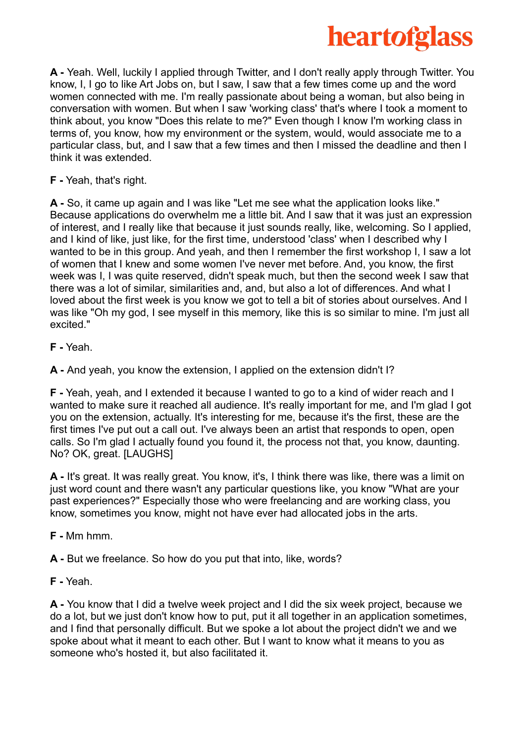**A -** Yeah. Well, luckily I applied through Twitter, and I don't really apply through Twitter. You know, I, I go to like Art Jobs on, but I saw, I saw that a few times come up and the word women connected with me. I'm really passionate about being a woman, but also being in conversation with women. But when I saw 'working class' that's where I took a moment to think about, you know "Does this relate to me?" Even though I know I'm working class in terms of, you know, how my environment or the system, would, would associate me to a particular class, but, and I saw that a few times and then I missed the deadline and then I think it was extended.

**F -** Yeah, that's right.

**A -** So, it came up again and I was like "Let me see what the application looks like." Because applications do overwhelm me a little bit. And I saw that it was just an expression of interest, and I really like that because it just sounds really, like, welcoming. So I applied, and I kind of like, just like, for the first time, understood 'class' when I described why I wanted to be in this group. And yeah, and then I remember the first workshop I, I saw a lot of women that I knew and some women I've never met before. And, you know, the first week was I, I was quite reserved, didn't speak much, but then the second week I saw that there was a lot of similar, similarities and, and, but also a lot of differences. And what I loved about the first week is you know we got to tell a bit of stories about ourselves. And I was like "Oh my god, I see myself in this memory, like this is so similar to mine. I'm just all excited."

**F -** Yeah.

**A -** And yeah, you know the extension, I applied on the extension didn't I?

**F -** Yeah, yeah, and I extended it because I wanted to go to a kind of wider reach and I wanted to make sure it reached all audience. It's really important for me, and I'm glad I got you on the extension, actually. It's interesting for me, because it's the first, these are the first times I've put out a call out. I've always been an artist that responds to open, open calls. So I'm glad I actually found you found it, the process not that, you know, daunting. No? OK, great. [LAUGHS]

**A -** It's great. It was really great. You know, it's, I think there was like, there was a limit on just word count and there wasn't any particular questions like, you know "What are your past experiences?" Especially those who were freelancing and are working class, you know, sometimes you know, might not have ever had allocated jobs in the arts.

**F -** Mm hmm.

**A -** But we freelance. So how do you put that into, like, words?

**F -** Yeah.

**A -** You know that I did a twelve week project and I did the six week project, because we do a lot, but we just don't know how to put, put it all together in an application sometimes, and I find that personally difficult. But we spoke a lot about the project didn't we and we spoke about what it meant to each other. But I want to know what it means to you as someone who's hosted it, but also facilitated it.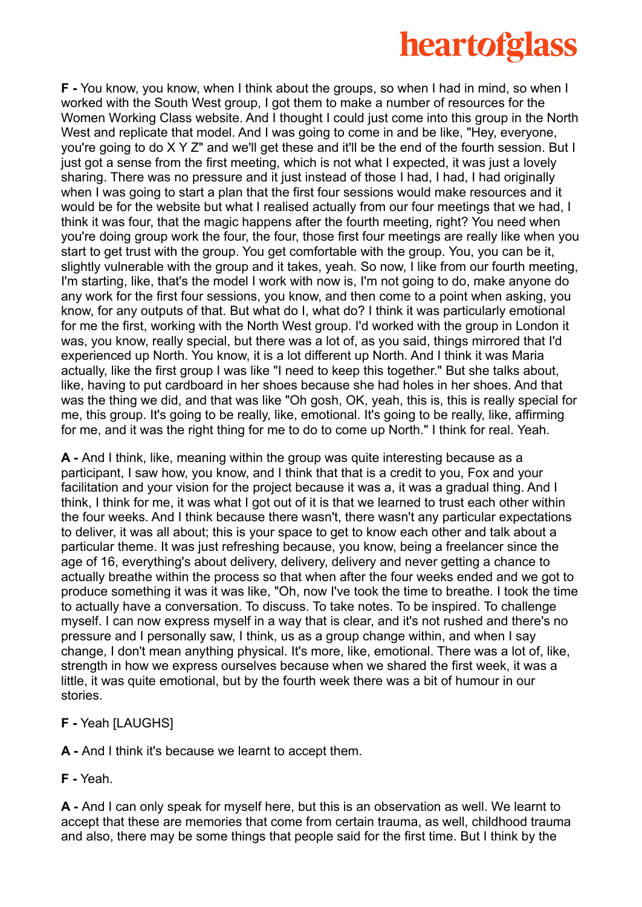**F -** You know, you know, when I think about the groups, so when I had in mind, so when I worked with the South West group, I got them to make a number of resources for the Women Working Class website. And I thought I could just come into this group in the North West and replicate that model. And I was going to come in and be like, "Hey, everyone, you're going to do X Y Z" and we'll get these and it'll be the end of the fourth session. But I just got a sense from the first meeting, which is not what I expected, it was just a lovely sharing. There was no pressure and it just instead of those I had, I had, I had originally when I was going to start a plan that the first four sessions would make resources and it would be for the website but what I realised actually from our four meetings that we had, I think it was four, that the magic happens after the fourth meeting, right? You need when you're doing group work the four, the four, those first four meetings are really like when you start to get trust with the group. You get comfortable with the group. You, you can be it, slightly vulnerable with the group and it takes, yeah. So now, I like from our fourth meeting, I'm starting, like, that's the model I work with now is, I'm not going to do, make anyone do any work for the first four sessions, you know, and then come to a point when asking, you know, for any outputs of that. But what do I, what do? I think it was particularly emotional for me the first, working with the North West group. I'd worked with the group in London it was, you know, really special, but there was a lot of, as you said, things mirrored that I'd experienced up North. You know, it is a lot different up North. And I think it was Maria actually, like the first group I was like "I need to keep this together." But she talks about, like, having to put cardboard in her shoes because she had holes in her shoes. And that was the thing we did, and that was like "Oh gosh, OK, yeah, this is, this is really special for me, this group. It's going to be really, like, emotional. It's going to be really, like, affirming for me, and it was the right thing for me to do to come up North." I think for real. Yeah.

**A -** And I think, like, meaning within the group was quite interesting because as a participant, I saw how, you know, and I think that that is a credit to you, Fox and your facilitation and your vision for the project because it was a, it was a gradual thing. And I think, I think for me, it was what I got out of it is that we learned to trust each other within the four weeks. And I think because there wasn't, there wasn't any particular expectations to deliver, it was all about; this is your space to get to know each other and talk about a particular theme. It was just refreshing because, you know, being a freelancer since the age of 16, everything's about delivery, delivery, delivery and never getting a chance to actually breathe within the process so that when after the four weeks ended and we got to produce something it was it was like, "Oh, now I've took the time to breathe. I took the time to actually have a conversation. To discuss. To take notes. To be inspired. To challenge myself. I can now express myself in a way that is clear, and it's not rushed and there's no pressure and I personally saw, I think, us as a group change within, and when I say change, I don't mean anything physical. It's more, like, emotional. There was a lot of, like, strength in how we express ourselves because when we shared the first week, it was a little, it was quite emotional, but by the fourth week there was a bit of humour in our stories.

**F -** Yeah [LAUGHS]

**A -** And I think it's because we learnt to accept them.

**F -** Yeah.

**A -** And I can only speak for myself here, but this is an observation as well. We learnt to accept that these are memories that come from certain trauma, as well, childhood trauma and also, there may be some things that people said for the first time. But I think by the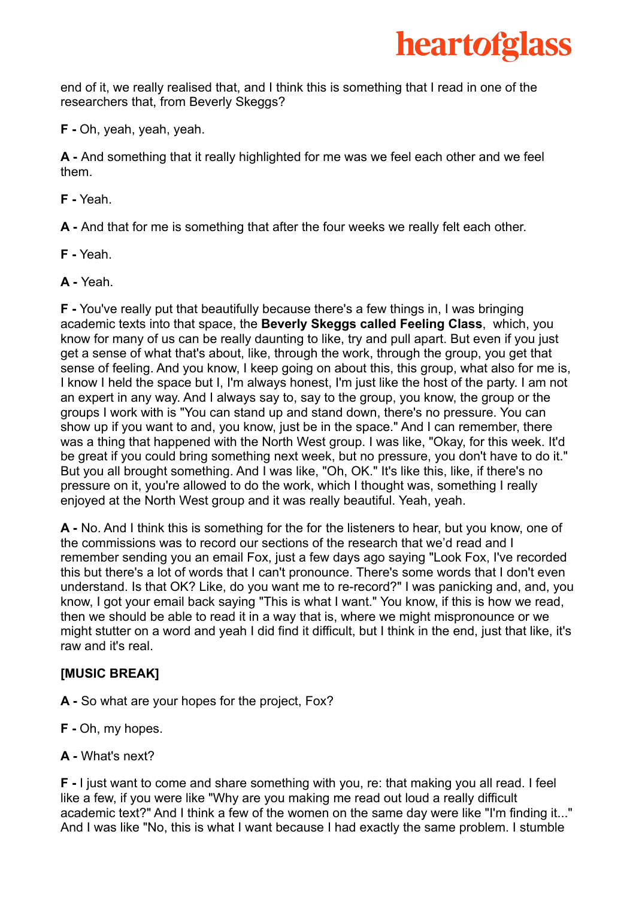end of it, we really realised that, and I think this is something that I read in one of the researchers that, from Beverly Skeggs?

**F -** Oh, yeah, yeah, yeah.

**A -** And something that it really highlighted for me was we feel each other and we feel them.

**F -** Yeah.

**A -** And that for me is something that after the four weeks we really felt each other.

**F -** Yeah.

**A -** Yeah.

**F -** You've really put that beautifully because there's a few things in, I was bringing academic texts into that space, the **Beverly Skeggs called Feeling Class**, which, you know for many of us can be really daunting to like, try and pull apart. But even if you just get a sense of what that's about, like, through the work, through the group, you get that sense of feeling. And you know, I keep going on about this, this group, what also for me is, I know I held the space but I, I'm always honest, I'm just like the host of the party. I am not an expert in any way. And I always say to, say to the group, you know, the group or the groups I work with is "You can stand up and stand down, there's no pressure. You can show up if you want to and, you know, just be in the space." And I can remember, there was a thing that happened with the North West group. I was like, "Okay, for this week. It'd be great if you could bring something next week, but no pressure, you don't have to do it." But you all brought something. And I was like, "Oh, OK." It's like this, like, if there's no pressure on it, you're allowed to do the work, which I thought was, something I really enjoyed at the North West group and it was really beautiful. Yeah, yeah.

**A -** No. And I think this is something for the for the listeners to hear, but you know, one of the commissions was to record our sections of the research that we'd read and I remember sending you an email Fox, just a few days ago saying "Look Fox, I've recorded this but there's a lot of words that I can't pronounce. There's some words that I don't even understand. Is that OK? Like, do you want me to re-record?" I was panicking and, and, you know, I got your email back saying "This is what I want." You know, if this is how we read, then we should be able to read it in a way that is, where we might mispronounce or we might stutter on a word and yeah I did find it difficult, but I think in the end, just that like, it's raw and it's real.

**[MUSIC BREAK]**

**A -** So what are your hopes for the project, Fox?

**F -** Oh, my hopes.

**A -** What's next?

**F -** I just want to come and share something with you, re: that making you all read. I feel like a few, if you were like "Why are you making me read out loud a really difficult academic text?" And I think a few of the women on the same day were like "I'm finding it..." And I was like "No, this is what I want because I had exactly the same problem. I stumble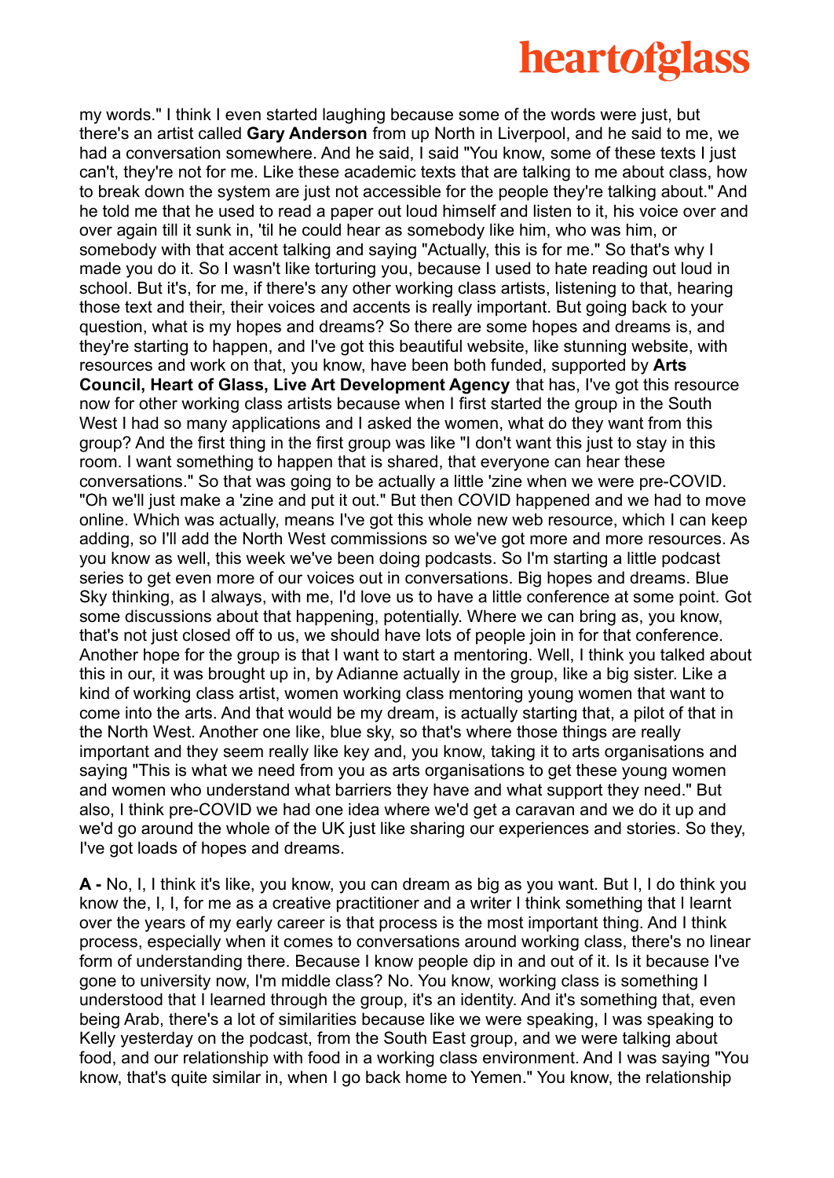my words." I think I even started laughing because some of the words were just, but there's an artist called **Gary Anderson** from up North in Liverpool, and he said to me, we had a conversation somewhere. And he said, I said "You know, some of these texts I just can't, they're not for me. Like these academic texts that are talking to me about class, how to break down the system are just not accessible for the people they're talking about." And he told me that he used to read a paper out loud himself and listen to it, his voice over and over again till it sunk in, 'til he could hear as somebody like him, who was him, or somebody with that accent talking and saying "Actually, this is for me." So that's why I made you do it. So I wasn't like torturing you, because I used to hate reading out loud in school. But it's, for me, if there's any other working class artists, listening to that, hearing those text and their, their voices and accents is really important. But going back to your question, what is my hopes and dreams? So there are some hopes and dreams is, and they're starting to happen, and I've got this beautiful website, like stunning website, with resources and work on that, you know, have been both funded, supported by **Arts Council, Heart of Glass, Live Art Development Agency** that has, I've got this resource now for other working class artists because when I first started the group in the South West I had so many applications and I asked the women, what do they want from this group? And the first thing in the first group was like "I don't want this just to stay in this room. I want something to happen that is shared, that everyone can hear these conversations." So that was going to be actually a little 'zine when we were pre-COVID. "Oh we'll just make a 'zine and put it out." But then COVID happened and we had to move online. Which was actually, means I've got this whole new web resource, which I can keep adding, so I'll add the North West commissions so we've got more and more resources. As you know as well, this week we've been doing podcasts. So I'm starting a little podcast series to get even more of our voices out in conversations. Big hopes and dreams. Blue Sky thinking, as I always, with me, I'd love us to have a little conference at some point. Got some discussions about that happening, potentially. Where we can bring as, you know, that's not just closed off to us, we should have lots of people join in for that conference. Another hope for the group is that I want to start a mentoring. Well, I think you talked about this in our, it was brought up in, by Adianne actually in the group, like a big sister. Like a kind of working class artist, women working class mentoring young women that want to come into the arts. And that would be my dream, is actually starting that, a pilot of that in the North West. Another one like, blue sky, so that's where those things are really important and they seem really like key and, you know, taking it to arts organisations and saying "This is what we need from you as arts organisations to get these young women and women who understand what barriers they have and what support they need." But also, I think pre-COVID we had one idea where we'd get a caravan and we do it up and we'd go around the whole of the UK just like sharing our experiences and stories. So they, I've got loads of hopes and dreams.

**A -** No, I, I think it's like, you know, you can dream as big as you want. But I, I do think you know the, I, I, for me as a creative practitioner and a writer I think something that I learnt over the years of my early career is that process is the most important thing. And I think process, especially when it comes to conversations around working class, there's no linear form of understanding there. Because I know people dip in and out of it. Is it because I've gone to university now, I'm middle class? No. You know, working class is something I understood that I learned through the group, it's an identity. And it's something that, even being Arab, there's a lot of similarities because like we were speaking, I was speaking to Kelly yesterday on the podcast, from the South East group, and we were talking about food, and our relationship with food in a working class environment. And I was saying "You know, that's quite similar in, when I go back home to Yemen." You know, the relationship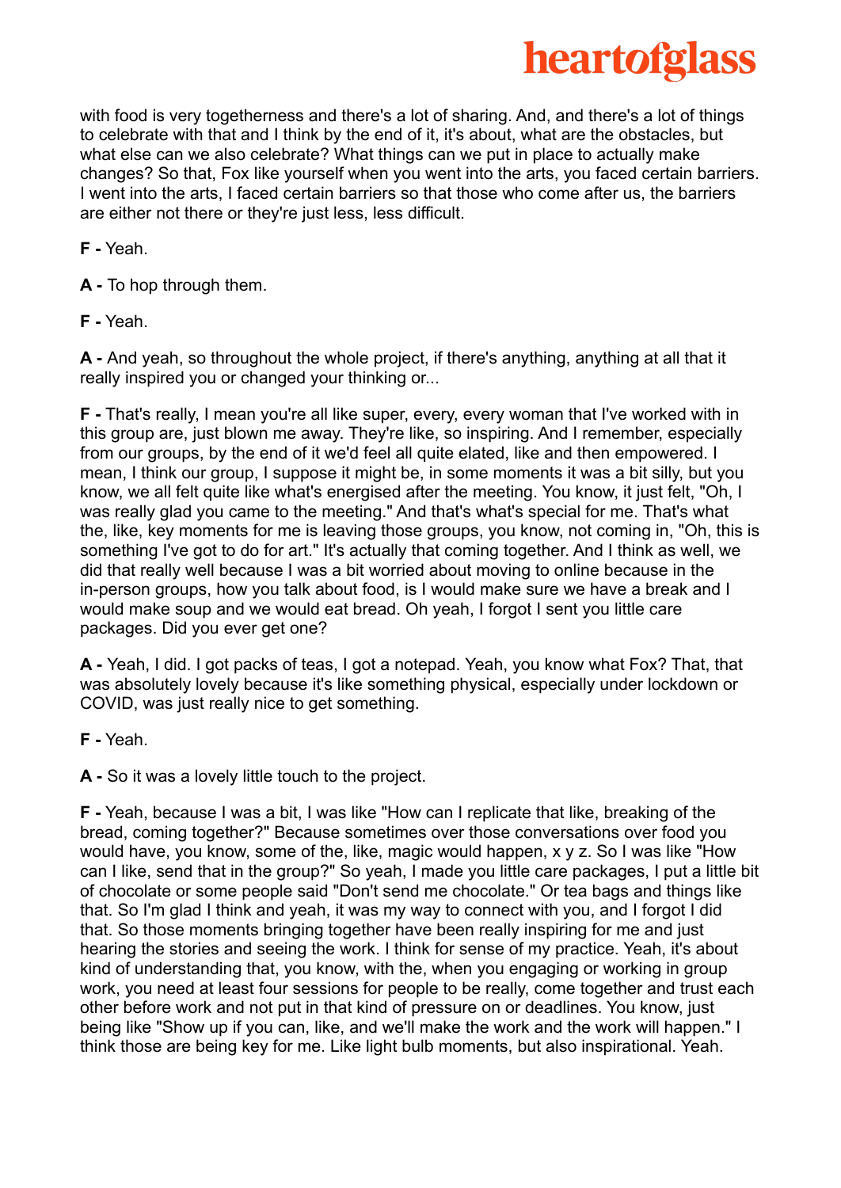with food is very togetherness and there's a lot of sharing. And, and there's a lot of things to celebrate with that and I think by the end of it, it's about, what are the obstacles, but what else can we also celebrate? What things can we put in place to actually make changes? So that, Fox like yourself when you went into the arts, you faced certain barriers. I went into the arts, I faced certain barriers so that those who come after us, the barriers are either not there or they're just less, less difficult.

**F -** Yeah.

**A -** To hop through them.

**F -** Yeah.

**A -** And yeah, so throughout the whole project, if there's anything, anything at all that it really inspired you or changed your thinking or...

**F -** That's really, I mean you're all like super, every, every woman that I've worked with in this group are, just blown me away. They're like, so inspiring. And I remember, especially from our groups, by the end of it we'd feel all quite elated, like and then empowered. I mean, I think our group, I suppose it might be, in some moments it was a bit silly, but you know, we all felt quite like what's energised after the meeting. You know, it just felt, "Oh, I was really glad you came to the meeting." And that's what's special for me. That's what the, like, key moments for me is leaving those groups, you know, not coming in, "Oh, this is something I've got to do for art." It's actually that coming together. And I think as well, we did that really well because I was a bit worried about moving to online because in the in-person groups, how you talk about food, is I would make sure we have a break and I would make soup and we would eat bread. Oh yeah, I forgot I sent you little care packages. Did you ever get one?

**A -** Yeah, I did. I got packs of teas, I got a notepad. Yeah, you know what Fox? That, that was absolutely lovely because it's like something physical, especially under lockdown or COVID, was just really nice to get something.

**F -** Yeah.

**A -** So it was a lovely little touch to the project.

**F -** Yeah, because I was a bit, I was like "How can I replicate that like, breaking of the bread, coming together?" Because sometimes over those conversations over food you would have, you know, some of the, like, magic would happen, x y z. So I was like "How can I like, send that in the group?" So yeah, I made you little care packages, I put a little bit of chocolate or some people said "Don't send me chocolate." Or tea bags and things like that. So I'm glad I think and yeah, it was my way to connect with you, and I forgot I did that. So those moments bringing together have been really inspiring for me and just hearing the stories and seeing the work. I think for sense of my practice. Yeah, it's about kind of understanding that, you know, with the, when you engaging or working in group work, you need at least four sessions for people to be really, come together and trust each other before work and not put in that kind of pressure on or deadlines. You know, just being like "Show up if you can, like, and we'll make the work and the work will happen." I think those are being key for me. Like light bulb moments, but also inspirational. Yeah.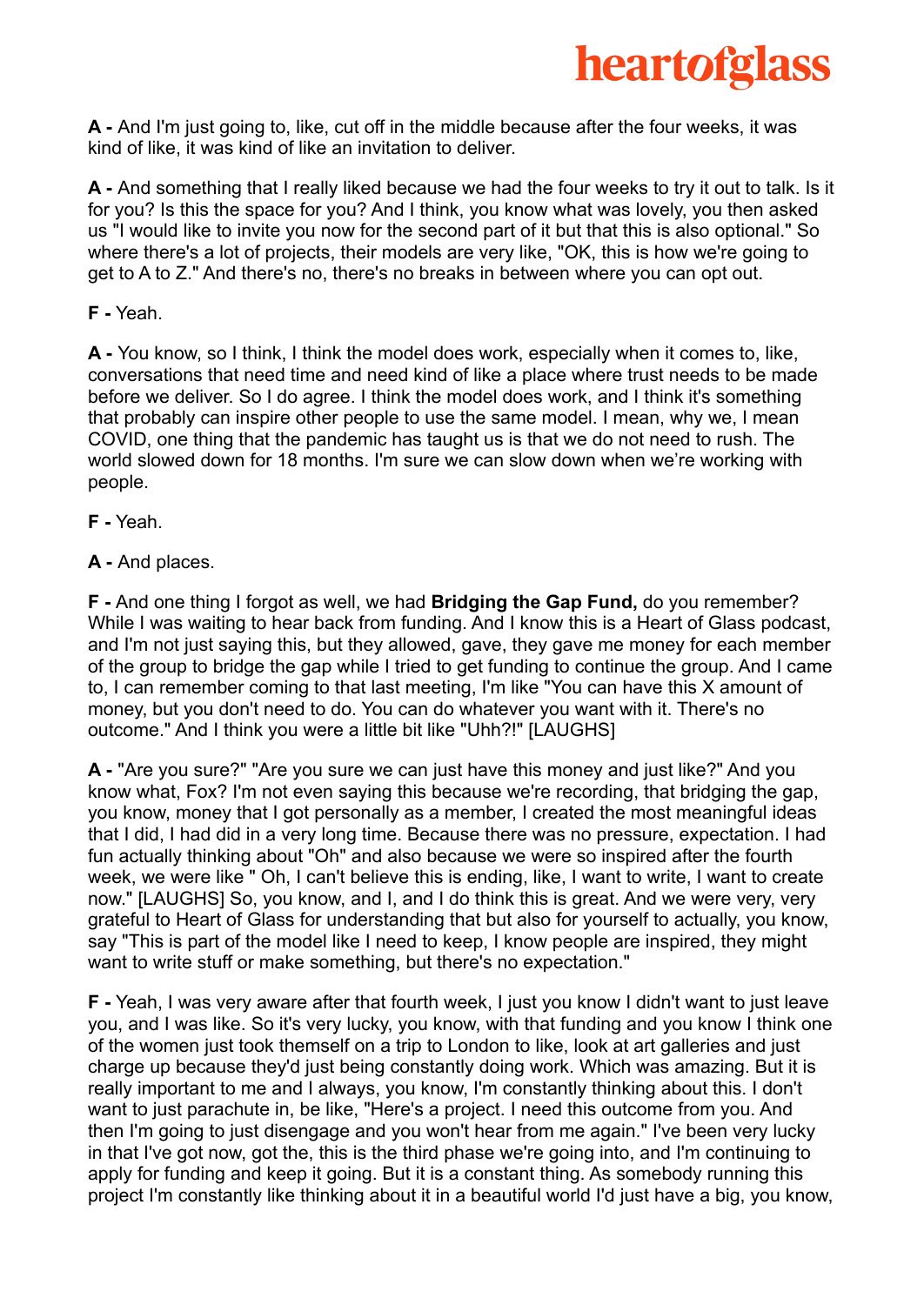**A -** And I'm just going to, like, cut off in the middle because after the four weeks, it was kind of like, it was kind of like an invitation to deliver.

**A -** And something that I really liked because we had the four weeks to try it out to talk. Is it for you? Is this the space for you? And I think, you know what was lovely, you then asked us "I would like to invite you now for the second part of it but that this is also optional." So where there's a lot of projects, their models are very like, "OK, this is how we're going to get to A to Z." And there's no, there's no breaks in between where you can opt out.

**F -** Yeah.

**A -** You know, so I think, I think the model does work, especially when it comes to, like, conversations that need time and need kind of like a place where trust needs to be made before we deliver. So I do agree. I think the model does work, and I think it's something that probably can inspire other people to use the same model. I mean, why we, I mean COVID, one thing that the pandemic has taught us is that we do not need to rush. The world slowed down for 18 months. I'm sure we can slow down when we're working with people.

**F -** Yeah.

**A -** And places.

**F -** And one thing I forgot as well, we had **Bridging the Gap Fund,** do you remember? While I was waiting to hear back from funding. And I know this is a Heart of Glass podcast, and I'm not just saying this, but they allowed, gave, they gave me money for each member of the group to bridge the gap while I tried to get funding to continue the group. And I came to, I can remember coming to that last meeting, I'm like "You can have this X amount of money, but you don't need to do. You can do whatever you want with it. There's no outcome." And I think you were a little bit like "Uhh?!" [LAUGHS]

**A -** "Are you sure?" "Are you sure we can just have this money and just like?" And you know what, Fox? I'm not even saying this because we're recording, that bridging the gap, you know, money that I got personally as a member, I created the most meaningful ideas that I did, I had did in a very long time. Because there was no pressure, expectation. I had fun actually thinking about "Oh" and also because we were so inspired after the fourth week, we were like " Oh, I can't believe this is ending, like, I want to write, I want to create now." [LAUGHS] So, you know, and I, and I do think this is great. And we were very, very grateful to Heart of Glass for understanding that but also for yourself to actually, you know, say "This is part of the model like I need to keep, I know people are inspired, they might want to write stuff or make something, but there's no expectation."

**F -** Yeah, I was very aware after that fourth week, I just you know I didn't want to just leave you, and I was like. So it's very lucky, you know, with that funding and you know I think one of the women just took themself on a trip to London to like, look at art galleries and just charge up because they'd just being constantly doing work. Which was amazing. But it is really important to me and I always, you know, I'm constantly thinking about this. I don't want to just parachute in, be like, "Here's a project. I need this outcome from you. And then I'm going to just disengage and you won't hear from me again." I've been very lucky in that I've got now, got the, this is the third phase we're going into, and I'm continuing to apply for funding and keep it going. But it is a constant thing. As somebody running this project I'm constantly like thinking about it in a beautiful world I'd just have a big, you know,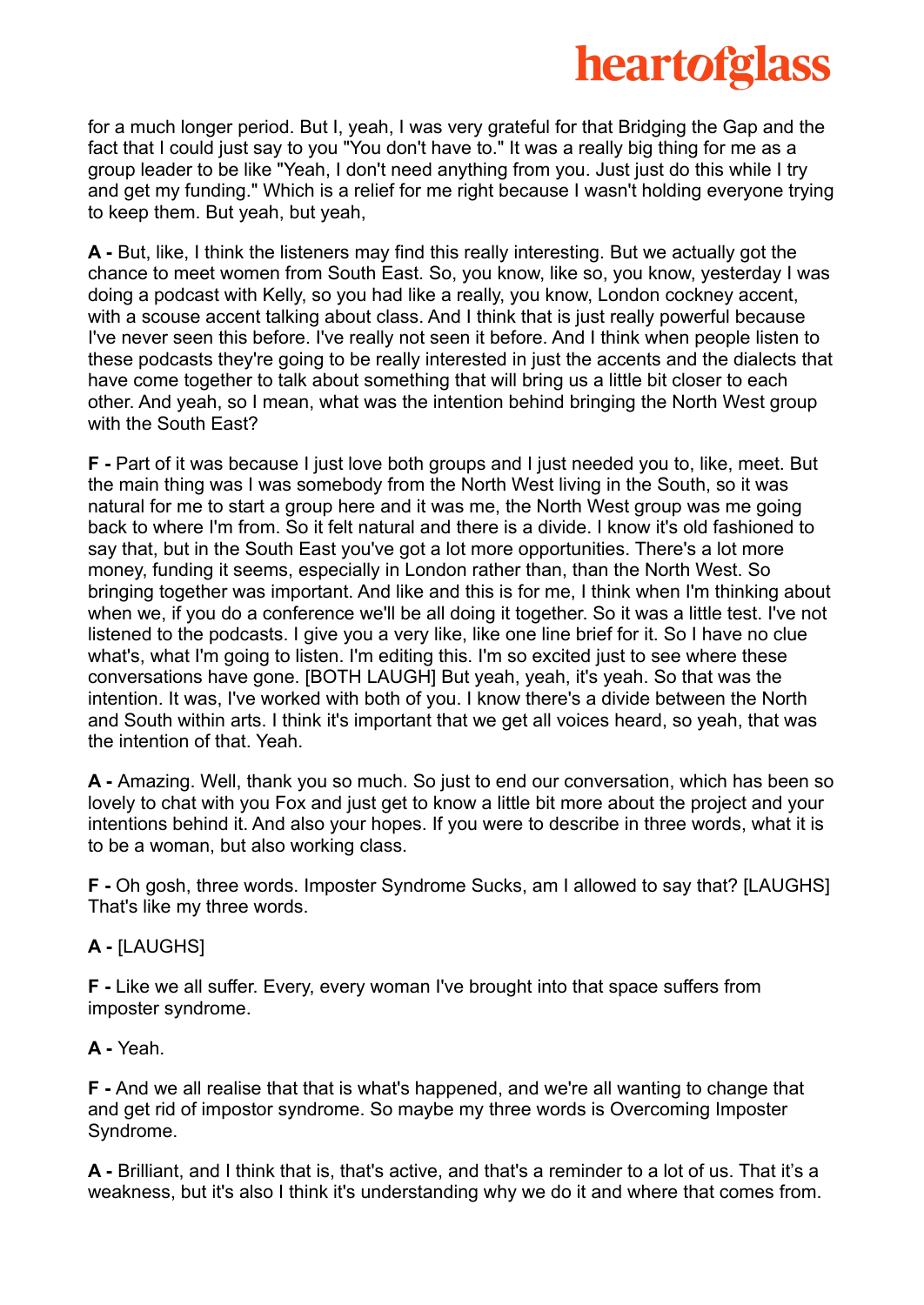for a much longer period. But I, yeah, I was very grateful for that Bridging the Gap and the fact that I could just say to you "You don't have to." It was a really big thing for me as a group leader to be like "Yeah, I don't need anything from you. Just just do this while I try and get my funding." Which is a relief for me right because I wasn't holding everyone trying to keep them. But yeah, but yeah,

**A -** But, like, I think the listeners may find this really interesting. But we actually got the chance to meet women from South East. So, you know, like so, you know, yesterday I was doing a podcast with Kelly, so you had like a really, you know, London cockney accent, with a scouse accent talking about class. And I think that is just really powerful because I've never seen this before. I've really not seen it before. And I think when people listen to these podcasts they're going to be really interested in just the accents and the dialects that have come together to talk about something that will bring us a little bit closer to each other. And yeah, so I mean, what was the intention behind bringing the North West group with the South East?

**F -** Part of it was because I just love both groups and I just needed you to, like, meet. But the main thing was I was somebody from the North West living in the South, so it was natural for me to start a group here and it was me, the North West group was me going back to where I'm from. So it felt natural and there is a divide. I know it's old fashioned to say that, but in the South East you've got a lot more opportunities. There's a lot more money, funding it seems, especially in London rather than, than the North West. So bringing together was important. And like and this is for me, I think when I'm thinking about when we, if you do a conference we'll be all doing it together. So it was a little test. I've not listened to the podcasts. I give you a very like, like one line brief for it. So I have no clue what's, what I'm going to listen. I'm editing this. I'm so excited just to see where these conversations have gone. [BOTH LAUGH] But yeah, yeah, it's yeah. So that was the intention. It was, I've worked with both of you. I know there's a divide between the North and South within arts. I think it's important that we get all voices heard, so yeah, that was the intention of that. Yeah.

**A -** Amazing. Well, thank you so much. So just to end our conversation, which has been so lovely to chat with you Fox and just get to know a little bit more about the project and your intentions behind it. And also your hopes. If you were to describe in three words, what it is to be a woman, but also working class.

**F -** Oh gosh, three words. Imposter Syndrome Sucks, am I allowed to say that? [LAUGHS] That's like my three words.

**A -** [LAUGHS]

**F -** Like we all suffer. Every, every woman I've brought into that space suffers from imposter syndrome.

**A -** Yeah.

**F -** And we all realise that that is what's happened, and we're all wanting to change that and get rid of impostor syndrome. So maybe my three words is Overcoming Imposter Syndrome.

**A -** Brilliant, and I think that is, that's active, and that's a reminder to a lot of us. That it's a weakness, but it's also I think it's understanding why we do it and where that comes from.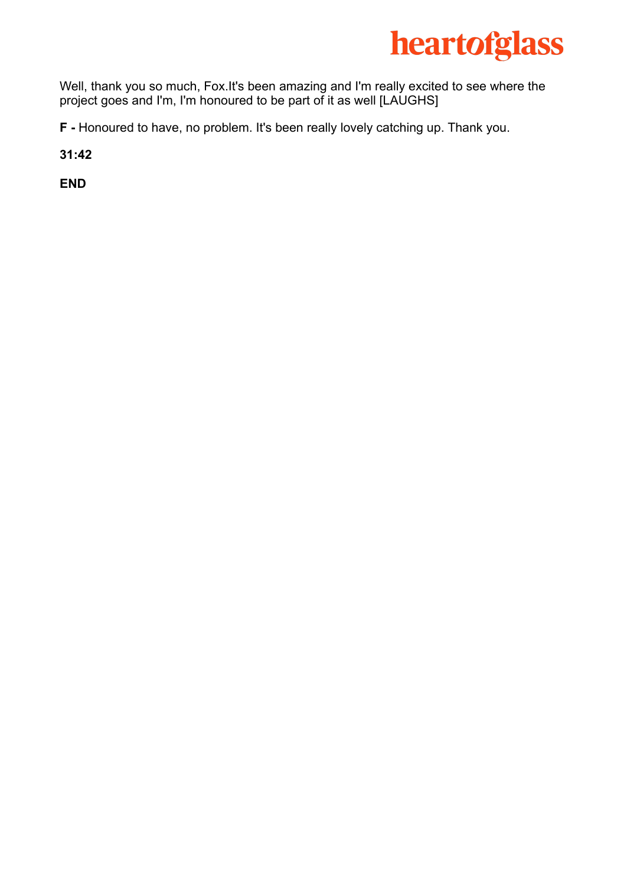Well, thank you so much, Fox.It's been amazing and I'm really excited to see where the project goes and I'm, I'm honoured to be part of it as well [LAUGHS]

**F -** Honoured to have, no problem. It's been really lovely catching up. Thank you.

**31:42**

**END**